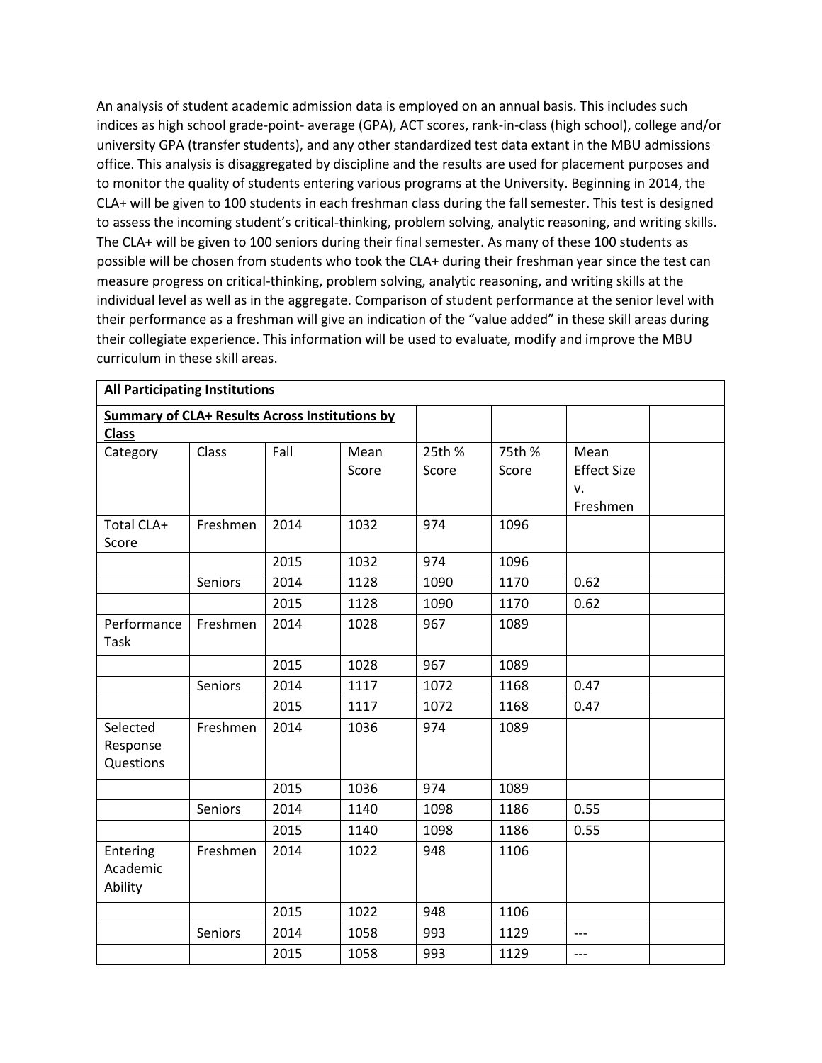An analysis of student academic admission data is employed on an annual basis. This includes such indices as high school grade-point- average (GPA), ACT scores, rank-in-class (high school), college and/or university GPA (transfer students), and any other standardized test data extant in the MBU admissions office. This analysis is disaggregated by discipline and the results are used for placement purposes and to monitor the quality of students entering various programs at the University. Beginning in 2014, the CLA+ will be given to 100 students in each freshman class during the fall semester. This test is designed to assess the incoming student's critical-thinking, problem solving, analytic reasoning, and writing skills. The CLA+ will be given to 100 seniors during their final semester. As many of these 100 students as possible will be chosen from students who took the CLA+ during their freshman year since the test can measure progress on critical-thinking, problem solving, analytic reasoning, and writing skills at the individual level as well as in the aggregate. Comparison of student performance at the senior level with their performance as a freshman will give an indication of the "value added" in these skill areas during their collegiate experience. This information will be used to evaluate, modify and improve the MBU curriculum in these skill areas.

| **All Participating Institutions** | | | | | | | |
|---|---|---|---|---|---|---|---|
| **Summary of CLA+ Results Across Institutions by Class** | | | | | | | |
| Category | Class | Fall | Mean Score | 25th % Score | 75th % Score | Mean Effect Size v. Freshmen | |
| Total CLA+ Score | Freshmen | 2014 | 1032 | 974 | 1096 | | |
| | | 2015 | 1032 | 974 | 1096 | | |
| | Seniors | 2014 | 1128 | 1090 | 1170 | 0.62 | |
| | | 2015 | 1128 | 1090 | 1170 | 0.62 | |
| Performance Task | Freshmen | 2014 | 1028 | 967 | 1089 | | |
| | | 2015 | 1028 | 967 | 1089 | | |
| | Seniors | 2014 | 1117 | 1072 | 1168 | 0.47 | |
| | | 2015 | 1117 | 1072 | 1168 | 0.47 | |
| Selected Response Questions | Freshmen | 2014 | 1036 | 974 | 1089 | | |
| | | 2015 | 1036 | 974 | 1089 | | |
| | Seniors | 2014 | 1140 | 1098 | 1186 | 0.55 | |
| | | 2015 | 1140 | 1098 | 1186 | 0.55 | |
| Entering Academic Ability | Freshmen | 2014 | 1022 | 948 | 1106 | | |
| | | 2015 | 1022 | 948 | 1106 | | |
| | Seniors | 2014 | 1058 | 993 | 1129 | --- | |
| | | 2015 | 1058 | 993 | 1129 | --- | |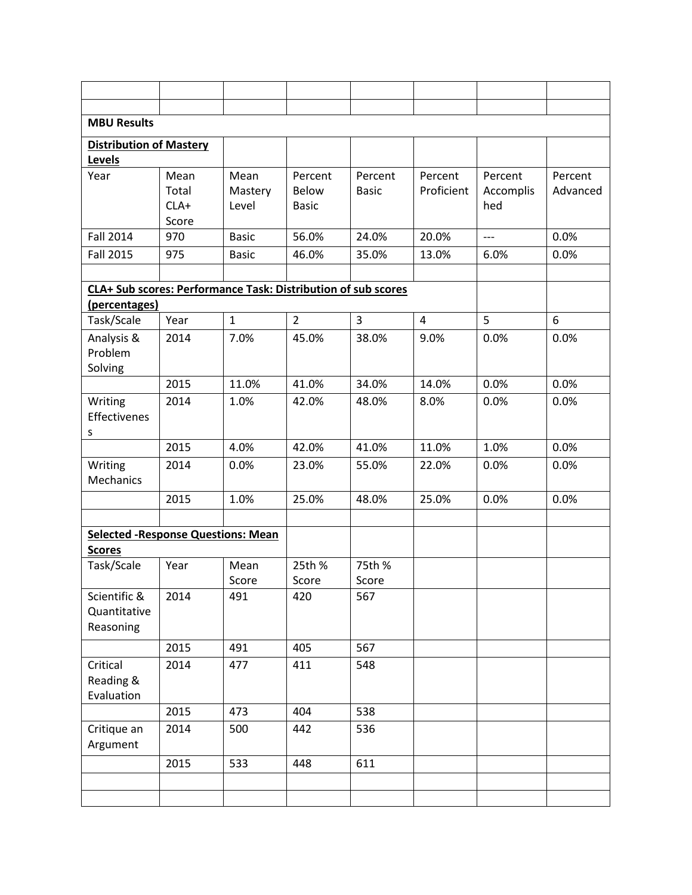| | | | | | | | |
|---|---|---|---|---|---|---|---|
| | | | | | | | |
| **MBU Results** | | | | | | | |
| **Distribution of Mastery Levels** | | | | | | | |
| Year | Mean Total CLA+ Score | Mean Mastery Level | Percent Below Basic | Percent Basic | Percent Proficient | Percent Accomplished | Percent Advanced |
| Fall 2014 | 970 | Basic | 56.0% | 24.0% | 20.0% | --- | 0.0% |
| Fall 2015 | 975 | Basic | 46.0% | 35.0% | 13.0% | 6.0% | 0.0% |
| | | | | | | | |
| **CLA+ Sub scores: Performance Task: Distribution of sub scores (percentages)** | | | | | | | |
| Task/Scale | Year | 1 | 2 | 3 | 4 | 5 | 6 |
| Analysis & Problem Solving | 2014 | 7.0% | 45.0% | 38.0% | 9.0% | 0.0% | 0.0% |
| | 2015 | 11.0% | 41.0% | 34.0% | 14.0% | 0.0% | 0.0% |
| Writing Effectiveness | 2014 | 1.0% | 42.0% | 48.0% | 8.0% | 0.0% | 0.0% |
| | 2015 | 4.0% | 42.0% | 41.0% | 11.0% | 1.0% | 0.0% |
| Writing Mechanics | 2014 | 0.0% | 23.0% | 55.0% | 22.0% | 0.0% | 0.0% |
| | 2015 | 1.0% | 25.0% | 48.0% | 25.0% | 0.0% | 0.0% |
| | | | | | | | |
| **Selected -Response Questions: Mean Scores** | | | | | | | |
| Task/Scale | Year | Mean Score | 25th % Score | 75th % Score | | | |
| Scientific & Quantitative Reasoning | 2014 | 491 | 420 | 567 | | | |
| | 2015 | 491 | 405 | 567 | | | |
| Critical Reading & Evaluation | 2014 | 477 | 411 | 548 | | | |
| | 2015 | 473 | 404 | 538 | | | |
| Critique an Argument | 2014 | 500 | 442 | 536 | | | |
| | 2015 | 533 | 448 | 611 | | | |
| | | | | | | | |
| | | | | | | | |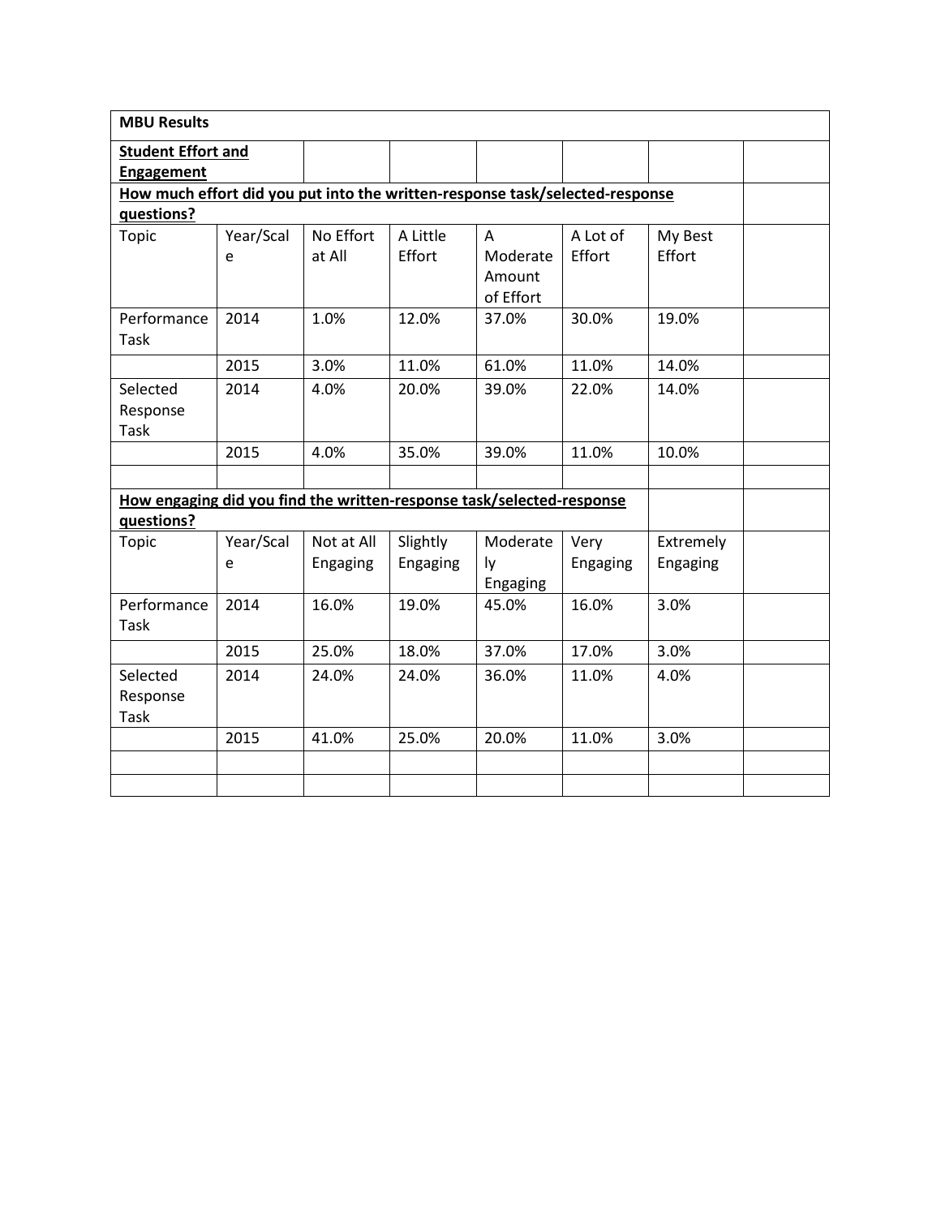| MBU Results | | | | | | | |
|---|---|---|---|---|---|---|---|
| **Student Effort and Engagement** | | | | | | | |
| **How much effort did you put into the written-response task/selected-response questions?** | | | | | | | |
| Topic | Year/Scale | No Effort at All | A Little Effort | A Moderate Amount of Effort | A Lot of Effort | My Best Effort | |
| Performance Task | 2014 | 1.0% | 12.0% | 37.0% | 30.0% | 19.0% | |
| | 2015 | 3.0% | 11.0% | 61.0% | 11.0% | 14.0% | |
| Selected Response Task | 2014 | 4.0% | 20.0% | 39.0% | 22.0% | 14.0% | |
| | 2015 | 4.0% | 35.0% | 39.0% | 11.0% | 10.0% | |
| | | | | | | | |
| **How engaging did you find the written-response task/selected-response questions?** | | | | | | | |
| Topic | Year/Scale | Not at All Engaging | Slightly Engaging | Moderately Engaging | Very Engaging | Extremely Engaging | |
| Performance Task | 2014 | 16.0% | 19.0% | 45.0% | 16.0% | 3.0% | |
| | 2015 | 25.0% | 18.0% | 37.0% | 17.0% | 3.0% | |
| Selected Response Task | 2014 | 24.0% | 24.0% | 36.0% | 11.0% | 4.0% | |
| | 2015 | 41.0% | 25.0% | 20.0% | 11.0% | 3.0% | |
| | | | | | | | |
| | | | | | | | |